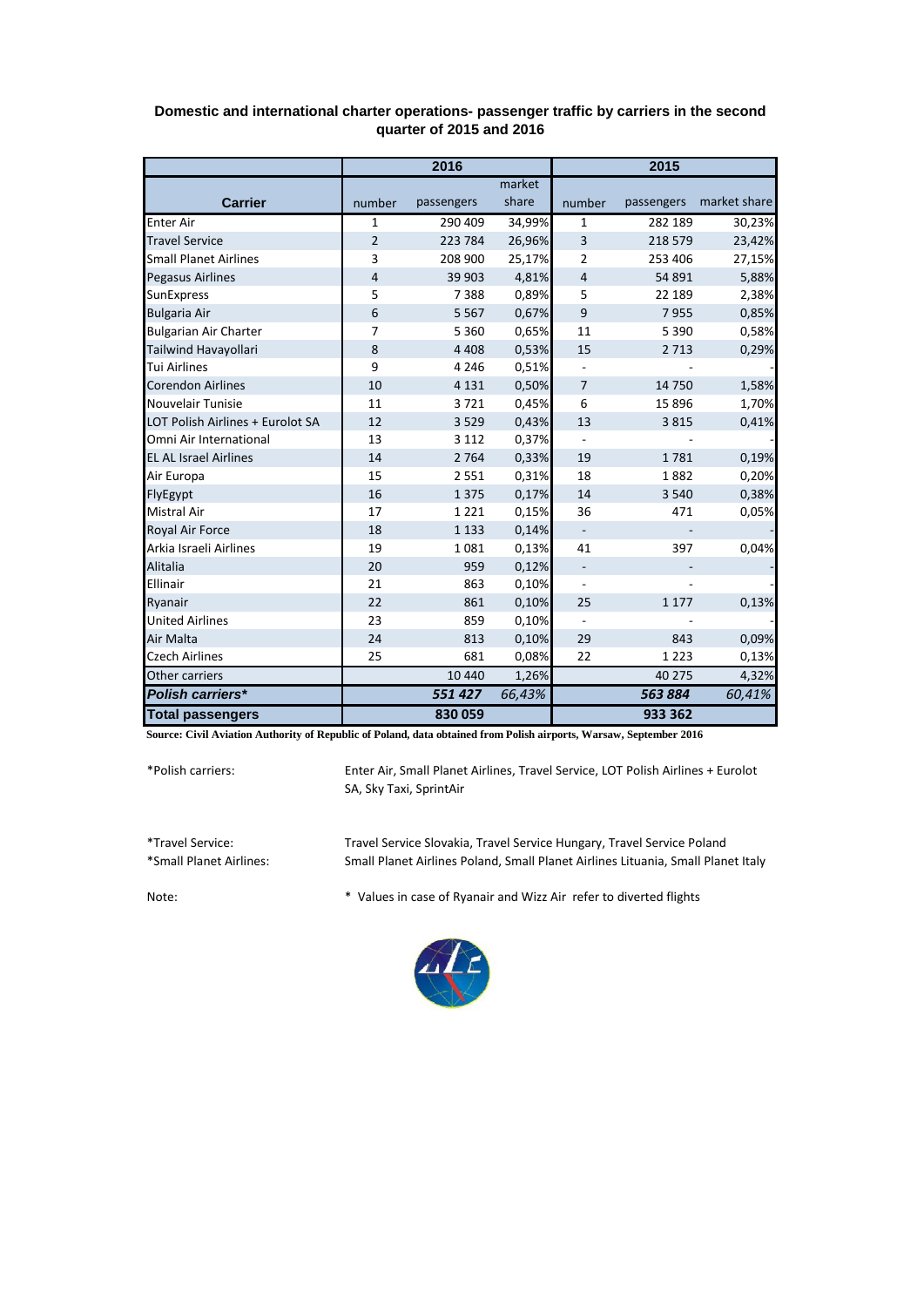**Domestic and international charter operations- passenger traffic by carriers in the second quarter of 2015 and 2016**

| Carrier | 2016 | | | 2015 | | |
|---|---|---|---|---|---|---|
| | number | passengers | market share | number | passengers | market share |
| Enter Air | 1 | 290 409 | 34,99% | 1 | 282 189 | 30,23% |
| Travel Service | 2 | 223 784 | 26,96% | 3 | 218 579 | 23,42% |
| Small Planet Airlines | 3 | 208 900 | 25,17% | 2 | 253 406 | 27,15% |
| Pegasus Airlines | 4 | 39 903 | 4,81% | 4 | 54 891 | 5,88% |
| SunExpress | 5 | 7 388 | 0,89% | 5 | 22 189 | 2,38% |
| Bulgaria Air | 6 | 5 567 | 0,67% | 9 | 7 955 | 0,85% |
| Bulgarian Air Charter | 7 | 5 360 | 0,65% | 11 | 5 390 | 0,58% |
| Tailwind Havayollari | 8 | 4 408 | 0,53% | 15 | 2 713 | 0,29% |
| Tui Airlines | 9 | 4 246 | 0,51% | - | - | - |
| Corendon Airlines | 10 | 4 131 | 0,50% | 7 | 14 750 | 1,58% |
| Nouvelair Tunisie | 11 | 3 721 | 0,45% | 6 | 15 896 | 1,70% |
| LOT Polish Airlines + Eurolot SA | 12 | 3 529 | 0,43% | 13 | 3 815 | 0,41% |
| Omni Air International | 13 | 3 112 | 0,37% | - | - | - |
| EL AL Israel Airlines | 14 | 2 764 | 0,33% | 19 | 1 781 | 0,19% |
| Air Europa | 15 | 2 551 | 0,31% | 18 | 1 882 | 0,20% |
| FlyEgypt | 16 | 1 375 | 0,17% | 14 | 3 540 | 0,38% |
| Mistral Air | 17 | 1 221 | 0,15% | 36 | 471 | 0,05% |
| Royal Air Force | 18 | 1 133 | 0,14% | - | - | - |
| Arkia Israeli Airlines | 19 | 1 081 | 0,13% | 41 | 397 | 0,04% |
| Alitalia | 20 | 959 | 0,12% | - | - | - |
| Ellinair | 21 | 863 | 0,10% | - | - | - |
| Ryanair | 22 | 861 | 0,10% | 25 | 1 177 | 0,13% |
| United Airlines | 23 | 859 | 0,10% | - | - | - |
| Air Malta | 24 | 813 | 0,10% | 29 | 843 | 0,09% |
| Czech Airlines | 25 | 681 | 0,08% | 22 | 1 223 | 0,13% |
| Other carriers | | 10 440 | 1,26% | | 40 275 | 4,32% |
| ***Polish carriers**** | | ***551 427*** | *66,43%* | | ***563 884*** | *60,41%* |
| **Total passengers** | | **830 059** | | | **933 362** | |

**Source: Civil Aviation Authority of Republic of Poland, data obtained from Polish airports, Warsaw, September 2016**

*Polish carriers: Enter Air, Small Planet Airlines, Travel Service, LOT Polish Airlines + Eurolot SA, Sky Taxi, SprintAir

*Travel Service: Travel Service Slovakia, Travel Service Hungary, Travel Service Poland

*Small Planet Airlines: Small Planet Airlines Poland, Small Planet Airlines Lituania, Small Planet Italy

Note: * Values in case of Ryanair and Wizz Air refer to diverted flights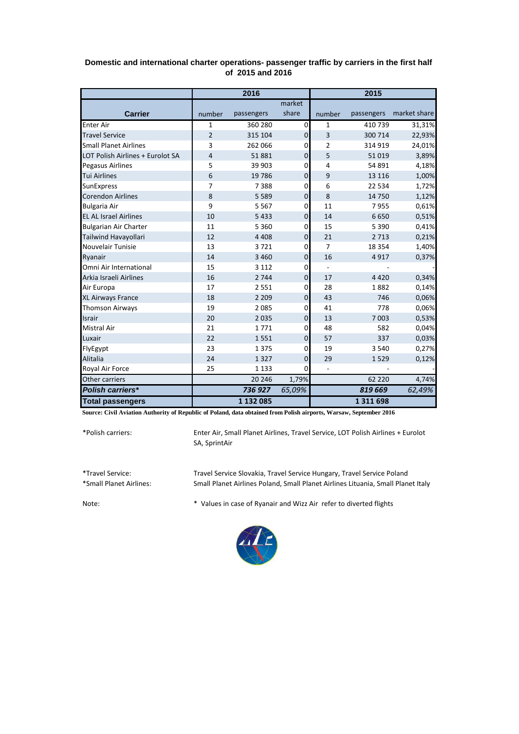**Domestic and international charter operations- passenger traffic by carriers in the first half of 2015 and 2016**

| Carrier | 2016 | | | 2015 | | |
|---|---|---|---|---|---|---|
| | number | passengers | market share | number | passengers | market share |
| Enter Air | 1 | 360 280 | 0 | 1 | 410 739 | 31,31% |
| Travel Service | 2 | 315 104 | 0 | 3 | 300 714 | 22,93% |
| Small Planet Airlines | 3 | 262 066 | 0 | 2 | 314 919 | 24,01% |
| LOT Polish Airlines + Eurolot SA | 4 | 51 881 | 0 | 5 | 51 019 | 3,89% |
| Pegasus Airlines | 5 | 39 903 | 0 | 4 | 54 891 | 4,18% |
| Tui Airlines | 6 | 19 786 | 0 | 9 | 13 116 | 1,00% |
| SunExpress | 7 | 7 388 | 0 | 6 | 22 534 | 1,72% |
| Corendon Airlines | 8 | 5 589 | 0 | 8 | 14 750 | 1,12% |
| Bulgaria Air | 9 | 5 567 | 0 | 11 | 7 955 | 0,61% |
| EL AL Israel Airlines | 10 | 5 433 | 0 | 14 | 6 650 | 0,51% |
| Bulgarian Air Charter | 11 | 5 360 | 0 | 15 | 5 390 | 0,41% |
| Tailwind Havayollari | 12 | 4 408 | 0 | 21 | 2 713 | 0,21% |
| Nouvelair Tunisie | 13 | 3 721 | 0 | 7 | 18 354 | 1,40% |
| Ryanair | 14 | 3 460 | 0 | 16 | 4 917 | 0,37% |
| Omni Air International | 15 | 3 112 | 0 | - | - | - |
| Arkia Israeli Airlines | 16 | 2 744 | 0 | 17 | 4 420 | 0,34% |
| Air Europa | 17 | 2 551 | 0 | 28 | 1 882 | 0,14% |
| XL Airways France | 18 | 2 209 | 0 | 43 | 746 | 0,06% |
| Thomson Airways | 19 | 2 085 | 0 | 41 | 778 | 0,06% |
| Israir | 20 | 2 035 | 0 | 13 | 7 003 | 0,53% |
| Mistral Air | 21 | 1 771 | 0 | 48 | 582 | 0,04% |
| Luxair | 22 | 1 551 | 0 | 57 | 337 | 0,03% |
| FlyEgypt | 23 | 1 375 | 0 | 19 | 3 540 | 0,27% |
| Alitalia | 24 | 1 327 | 0 | 29 | 1 529 | 0,12% |
| Royal Air Force | 25 | 1 133 | 0 | - | - | - |
| Other carriers | | 20 246 | 1,79% | | 62 220 | 4,74% |
| ***Polish carriers**** | | ***736 927*** | *65,09%* | | ***819 669*** | *62,49%* |
| **Total passengers** | | **1 132 085** | | | **1 311 698** | |

**Source: Civil Aviation Authority of Republic of Poland, data obtained from Polish airports, Warsaw, September 2016**

*Polish carriers: Enter Air, Small Planet Airlines, Travel Service, LOT Polish Airlines + Eurolot SA, SprintAir

*Travel Service: Travel Service Slovakia, Travel Service Hungary, Travel Service Poland

*Small Planet Airlines: Small Planet Airlines Poland, Small Planet Airlines Lituania, Small Planet Italy

Note: * Values in case of Ryanair and Wizz Air refer to diverted flights